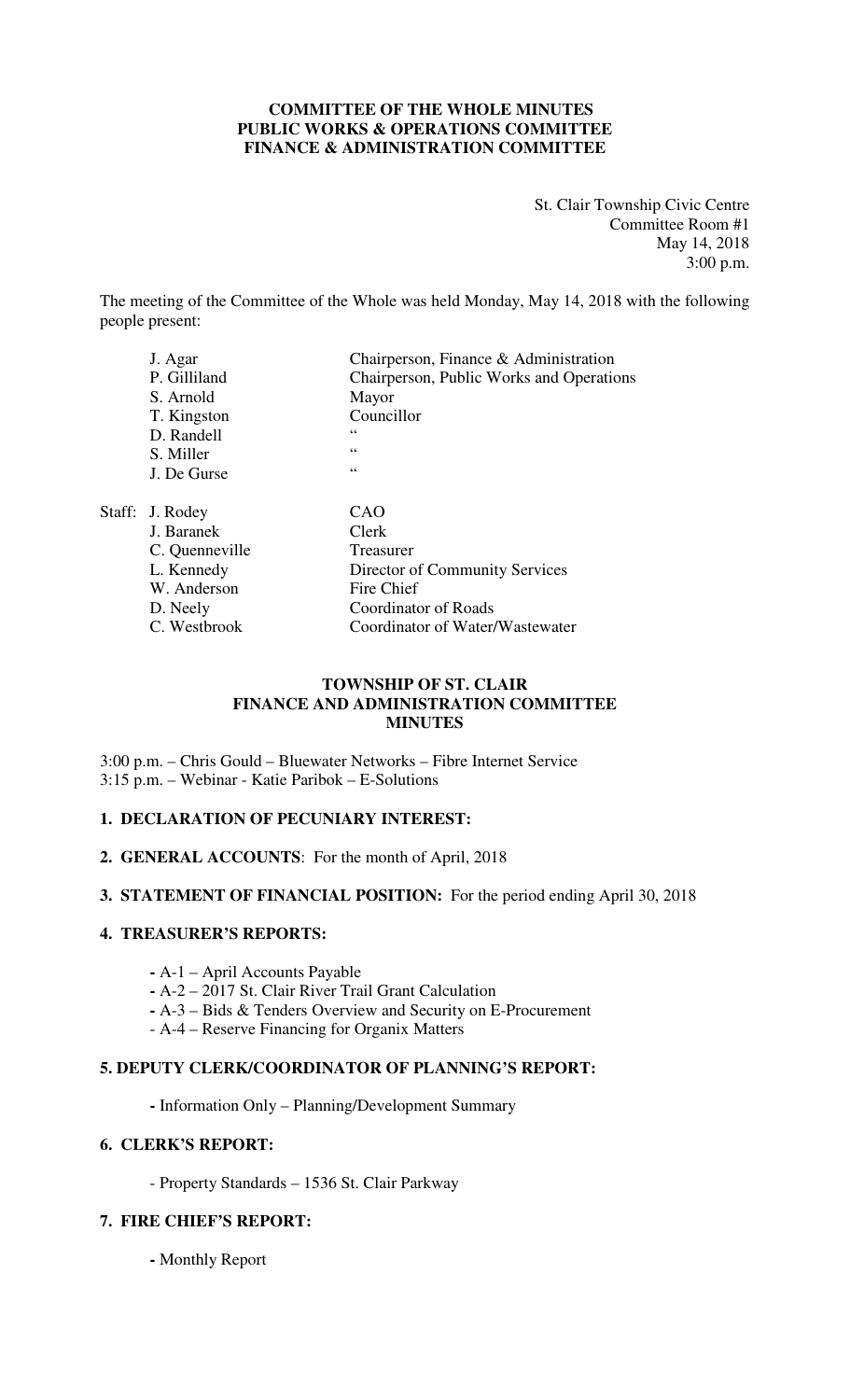**COMMITTEE OF THE WHOLE MINUTES**
**PUBLIC WORKS & OPERATIONS COMMITTEE**
**FINANCE & ADMINISTRATION COMMITTEE**

St. Clair Township Civic Centre
Committee Room #1
May 14, 2018
3:00 p.m.

The meeting of the Committee of the Whole was held Monday, May 14, 2018 with the following people present:

| | | |
|---|---|---|
| | J. Agar | Chairperson, Finance & Administration |
| | P. Gilliland | Chairperson, Public Works and Operations |
| | S. Arnold | Mayor |
| | T. Kingston | Councillor |
| | D. Randell | " |
| | S. Miller | " |
| | J. De Gurse | " |
| Staff: | J. Rodey | CAO |
| | J. Baranek | Clerk |
| | C. Quenneville | Treasurer |
| | L. Kennedy | Director of Community Services |
| | W. Anderson | Fire Chief |
| | D. Neely | Coordinator of Roads |
| | C. Westbrook | Coordinator of Water/Wastewater |

**TOWNSHIP OF ST. CLAIR**
**FINANCE AND ADMINISTRATION COMMITTEE**
**MINUTES**

3:00 p.m. – Chris Gould – Bluewater Networks – Fibre Internet Service
3:15 p.m. – Webinar - Katie Paribok – E-Solutions

**1. DECLARATION OF PECUNIARY INTEREST:**

**2. GENERAL ACCOUNTS**: For the month of April, 2018

**3. STATEMENT OF FINANCIAL POSITION:** For the period ending April 30, 2018

**4. TREASURER'S REPORTS:**

- A-1 – April Accounts Payable
- A-2 – 2017 St. Clair River Trail Grant Calculation
- A-3 – Bids & Tenders Overview and Security on E-Procurement
- A-4 – Reserve Financing for Organix Matters

**5. DEPUTY CLERK/COORDINATOR OF PLANNING'S REPORT:**

- Information Only – Planning/Development Summary

**6. CLERK'S REPORT:**

- Property Standards – 1536 St. Clair Parkway

**7. FIRE CHIEF'S REPORT:**

- Monthly Report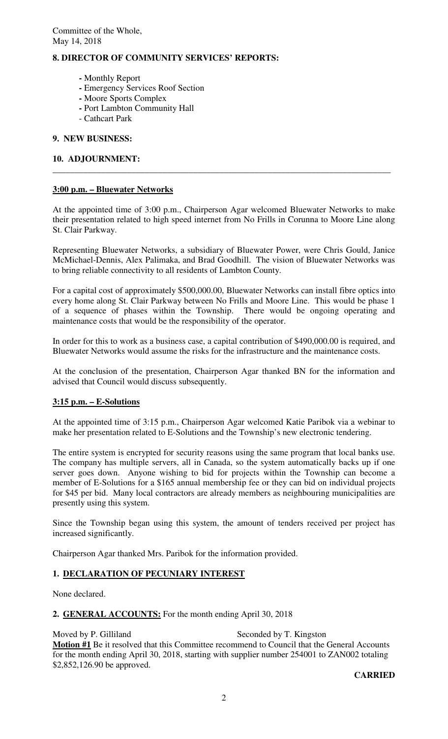Committee of the Whole,
May 14, 2018

**8. DIRECTOR OF COMMUNITY SERVICES' REPORTS:**

- Monthly Report
- Emergency Services Roof Section
- Moore Sports Complex
- Port Lambton Community Hall
- Cathcart Park

**9. NEW BUSINESS:**

**10. ADJOURNMENT:**

---

**3:00 p.m. – Bluewater Networks**

At the appointed time of 3:00 p.m., Chairperson Agar welcomed Bluewater Networks to make their presentation related to high speed internet from No Frills in Corunna to Moore Line along St. Clair Parkway.

Representing Bluewater Networks, a subsidiary of Bluewater Power, were Chris Gould, Janice McMichael-Dennis, Alex Palimaka, and Brad Goodhill. The vision of Bluewater Networks was to bring reliable connectivity to all residents of Lambton County.

For a capital cost of approximately $500,000.00, Bluewater Networks can install fibre optics into every home along St. Clair Parkway between No Frills and Moore Line. This would be phase 1 of a sequence of phases within the Township. There would be ongoing operating and maintenance costs that would be the responsibility of the operator.

In order for this to work as a business case, a capital contribution of $490,000.00 is required, and Bluewater Networks would assume the risks for the infrastructure and the maintenance costs.

At the conclusion of the presentation, Chairperson Agar thanked BN for the information and advised that Council would discuss subsequently.

**3:15 p.m. – E-Solutions**

At the appointed time of 3:15 p.m., Chairperson Agar welcomed Katie Paribok via a webinar to make her presentation related to E-Solutions and the Township's new electronic tendering.

The entire system is encrypted for security reasons using the same program that local banks use. The company has multiple servers, all in Canada, so the system automatically backs up if one server goes down. Anyone wishing to bid for projects within the Township can become a member of E-Solutions for a $165 annual membership fee or they can bid on individual projects for $45 per bid. Many local contractors are already members as neighbouring municipalities are presently using this system.

Since the Township began using this system, the amount of tenders received per project has increased significantly.

Chairperson Agar thanked Mrs. Paribok for the information provided.

**1. DECLARATION OF PECUNIARY INTEREST**

None declared.

**2. GENERAL ACCOUNTS:** For the month ending April 30, 2018

Moved by P. Gilliland Seconded by T. Kingston

**Motion #1** Be it resolved that this Committee recommend to Council that the General Accounts for the month ending April 30, 2018, starting with supplier number 254001 to ZAN002 totaling $2,852,126.90 be approved.

**CARRIED**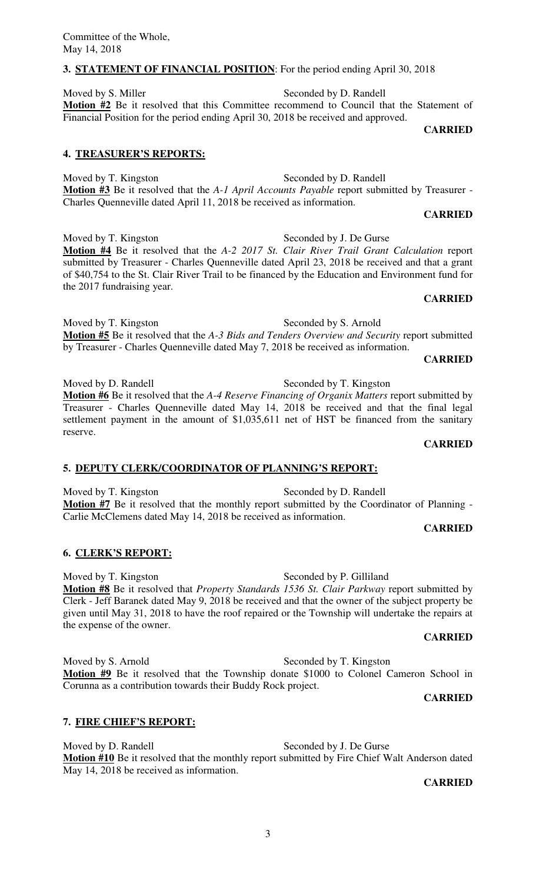## 3. STATEMENT OF FINANCIAL POSITION: For the period ending April 30, 2018

Moved by S. Miller Seconded by D. Randell

**Motion #2** Be it resolved that this Committee recommend to Council that the Statement of Financial Position for the period ending April 30, 2018 be received and approved.

**CARRIED**

## 4. TREASURER'S REPORTS:

Moved by T. Kingston Seconded by D. Randell

**Motion #3** Be it resolved that the *A-1 April Accounts Payable* report submitted by Treasurer - Charles Quenneville dated April 11, 2018 be received as information.

**CARRIED**

Moved by T. Kingston Seconded by J. De Gurse

**Motion #4** Be it resolved that the *A-2 2017 St. Clair River Trail Grant Calculation* report submitted by Treasurer - Charles Quenneville dated April 23, 2018 be received and that a grant of $40,754 to the St. Clair River Trail to be financed by the Education and Environment fund for the 2017 fundraising year.

**CARRIED**

Moved by T. Kingston Seconded by S. Arnold

**Motion #5** Be it resolved that the *A-3 Bids and Tenders Overview and Security* report submitted by Treasurer - Charles Quenneville dated May 7, 2018 be received as information.

**CARRIED**

Moved by D. Randell Seconded by T. Kingston

**Motion #6** Be it resolved that the *A-4 Reserve Financing of Organix Matters* report submitted by Treasurer - Charles Quenneville dated May 14, 2018 be received and that the final legal settlement payment in the amount of $1,035,611 net of HST be financed from the sanitary reserve.

**CARRIED**

## 5. DEPUTY CLERK/COORDINATOR OF PLANNING'S REPORT:

Moved by T. Kingston Seconded by D. Randell

**Motion #7** Be it resolved that the monthly report submitted by the Coordinator of Planning - Carlie McClemens dated May 14, 2018 be received as information.

**CARRIED**

## 6. CLERK'S REPORT:

Moved by T. Kingston Seconded by P. Gilliland

**Motion #8** Be it resolved that *Property Standards 1536 St. Clair Parkway* report submitted by Clerk - Jeff Baranek dated May 9, 2018 be received and that the owner of the subject property be given until May 31, 2018 to have the roof repaired or the Township will undertake the repairs at the expense of the owner.

**CARRIED**

Moved by S. Arnold Seconded by T. Kingston

**Motion #9** Be it resolved that the Township donate $1000 to Colonel Cameron School in Corunna as a contribution towards their Buddy Rock project.

**CARRIED**

## 7. FIRE CHIEF'S REPORT:

Moved by D. Randell Seconded by J. De Gurse

**Motion #10** Be it resolved that the monthly report submitted by Fire Chief Walt Anderson dated May 14, 2018 be received as information.

**CARRIED**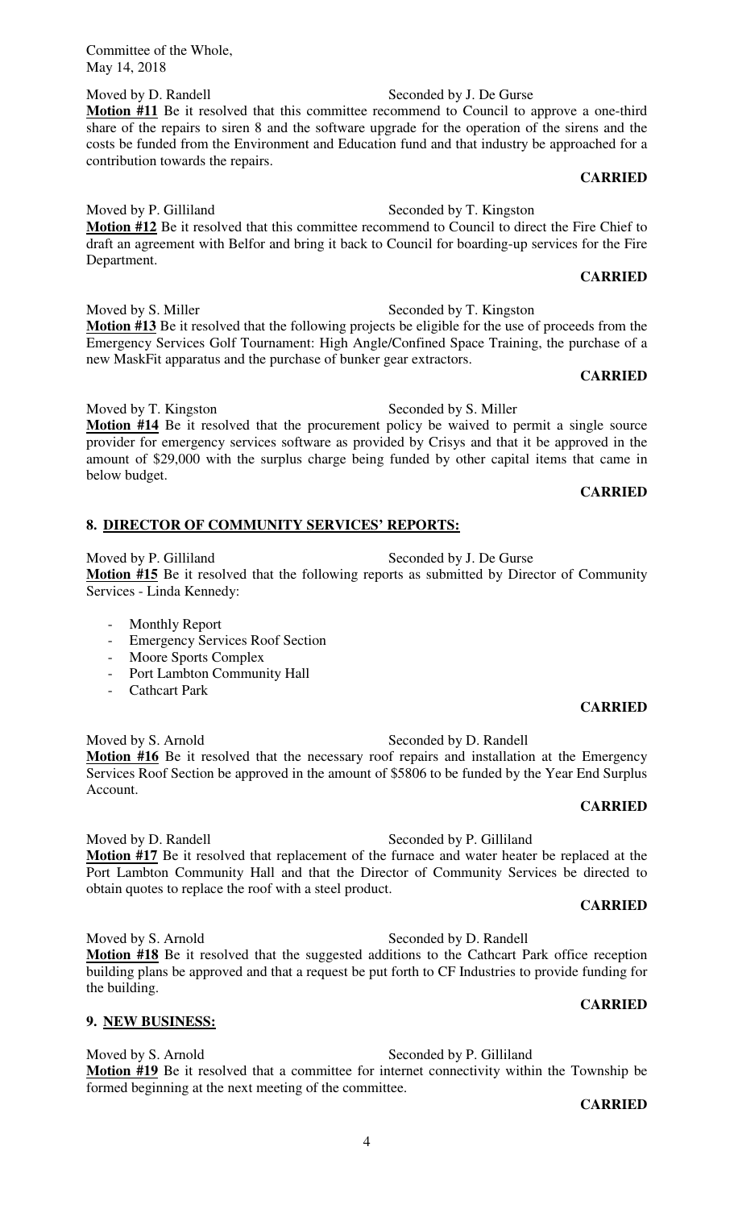Moved by D. Randell Seconded by J. De Gurse

**Motion #11** Be it resolved that this committee recommend to Council to approve a one-third share of the repairs to siren 8 and the software upgrade for the operation of the sirens and the costs be funded from the Environment and Education fund and that industry be approached for a contribution towards the repairs.

**CARRIED**

Moved by P. Gilliland Seconded by T. Kingston

**Motion #12** Be it resolved that this committee recommend to Council to direct the Fire Chief to draft an agreement with Belfor and bring it back to Council for boarding-up services for the Fire Department.

**CARRIED**

Moved by S. Miller Seconded by T. Kingston

**Motion #13** Be it resolved that the following projects be eligible for the use of proceeds from the Emergency Services Golf Tournament: High Angle/Confined Space Training, the purchase of a new MaskFit apparatus and the purchase of bunker gear extractors.

**CARRIED**

Moved by T. Kingston Seconded by S. Miller

**Motion #14** Be it resolved that the procurement policy be waived to permit a single source provider for emergency services software as provided by Crisys and that it be approved in the amount of $29,000 with the surplus charge being funded by other capital items that came in below budget.

**CARRIED**

## 8. DIRECTOR OF COMMUNITY SERVICES' REPORTS:

Moved by P. Gilliland Seconded by J. De Gurse

**Motion #15** Be it resolved that the following reports as submitted by Director of Community Services - Linda Kennedy:

- Monthly Report
- Emergency Services Roof Section
- Moore Sports Complex
- Port Lambton Community Hall
- Cathcart Park

**CARRIED**

Moved by S. Arnold Seconded by D. Randell

**Motion #16** Be it resolved that the necessary roof repairs and installation at the Emergency Services Roof Section be approved in the amount of $5806 to be funded by the Year End Surplus Account.

**CARRIED**

Moved by D. Randell Seconded by P. Gilliland

**Motion #17** Be it resolved that replacement of the furnace and water heater be replaced at the Port Lambton Community Hall and that the Director of Community Services be directed to obtain quotes to replace the roof with a steel product.

**CARRIED**

Moved by S. Arnold Seconded by D. Randell

**Motion #18** Be it resolved that the suggested additions to the Cathcart Park office reception building plans be approved and that a request be put forth to CF Industries to provide funding for the building.

**CARRIED**

## 9. NEW BUSINESS:

Moved by S. Arnold Seconded by P. Gilliland

**Motion #19** Be it resolved that a committee for internet connectivity within the Township be formed beginning at the next meeting of the committee.

**CARRIED**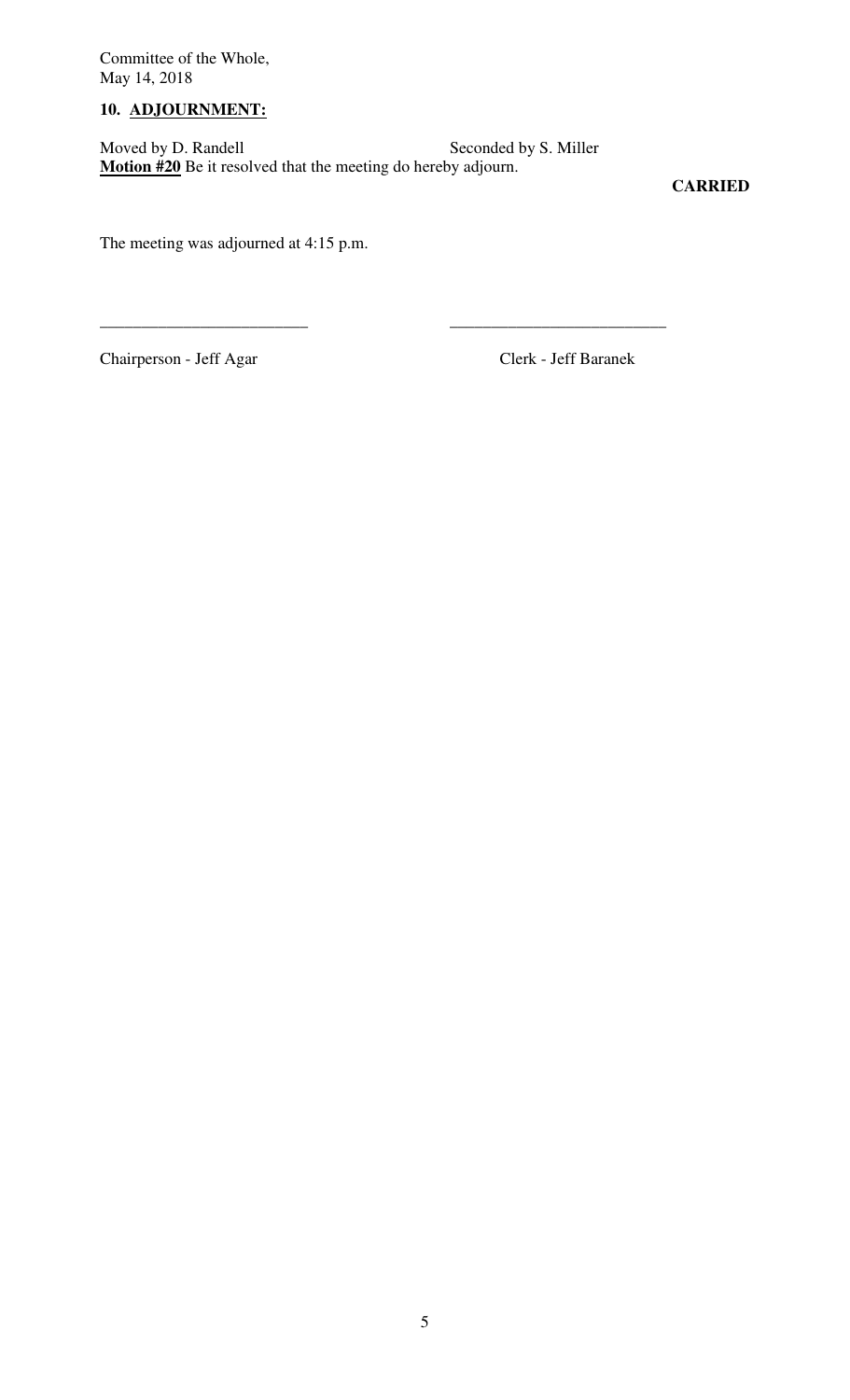Committee of the Whole,
May 14, 2018

## 10. ADJOURNMENT:

Moved by D. Randell Seconded by S. Miller

**Motion #20** Be it resolved that the meeting do hereby adjourn.

**CARRIED**

The meeting was adjourned at 4:15 p.m.

_________________________ _________________________

Chairperson - Jeff Agar Clerk - Jeff Baranek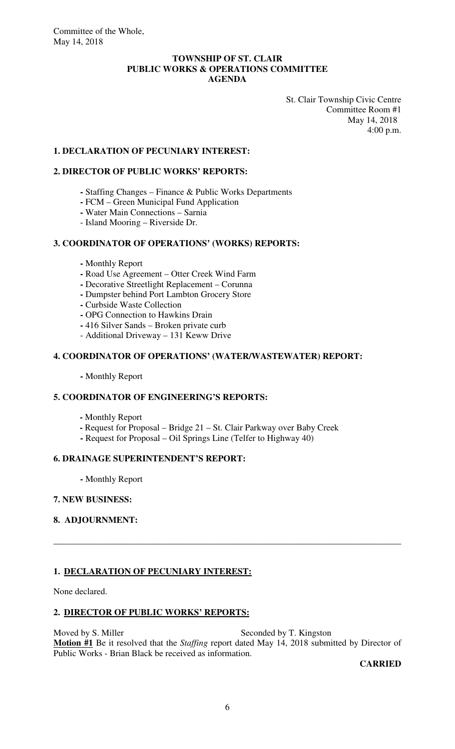Committee of the Whole,
May 14, 2018

**TOWNSHIP OF ST. CLAIR**
**PUBLIC WORKS & OPERATIONS COMMITTEE**
**AGENDA**

St. Clair Township Civic Centre
Committee Room #1
May 14, 2018
4:00 p.m.

### 1. DECLARATION OF PECUNIARY INTEREST:

### 2. DIRECTOR OF PUBLIC WORKS' REPORTS:

- Staffing Changes – Finance & Public Works Departments
- FCM – Green Municipal Fund Application
- Water Main Connections – Sarnia
- Island Mooring – Riverside Dr.

### 3. COORDINATOR OF OPERATIONS' (WORKS) REPORTS:

- Monthly Report
- Road Use Agreement – Otter Creek Wind Farm
- Decorative Streetlight Replacement – Corunna
- Dumpster behind Port Lambton Grocery Store
- Curbside Waste Collection
- OPG Connection to Hawkins Drain
- 416 Silver Sands – Broken private curb
- Additional Driveway – 131 Keww Drive

### 4. COORDINATOR OF OPERATIONS' (WATER/WASTEWATER) REPORT:

- Monthly Report

### 5. COORDINATOR OF ENGINEERING'S REPORTS:

- Monthly Report
- Request for Proposal – Bridge 21 – St. Clair Parkway over Baby Creek
- Request for Proposal – Oil Springs Line (Telfer to Highway 40)

### 6. DRAINAGE SUPERINTENDENT'S REPORT:

- Monthly Report

### 7. NEW BUSINESS:

### 8. ADJOURNMENT:

---

### 1. DECLARATION OF PECUNIARY INTEREST:

None declared.

### 2. DIRECTOR OF PUBLIC WORKS' REPORTS:

Moved by S. Miller Seconded by T. Kingston

**Motion #1** Be it resolved that the *Staffing* report dated May 14, 2018 submitted by Director of Public Works - Brian Black be received as information.

**CARRIED**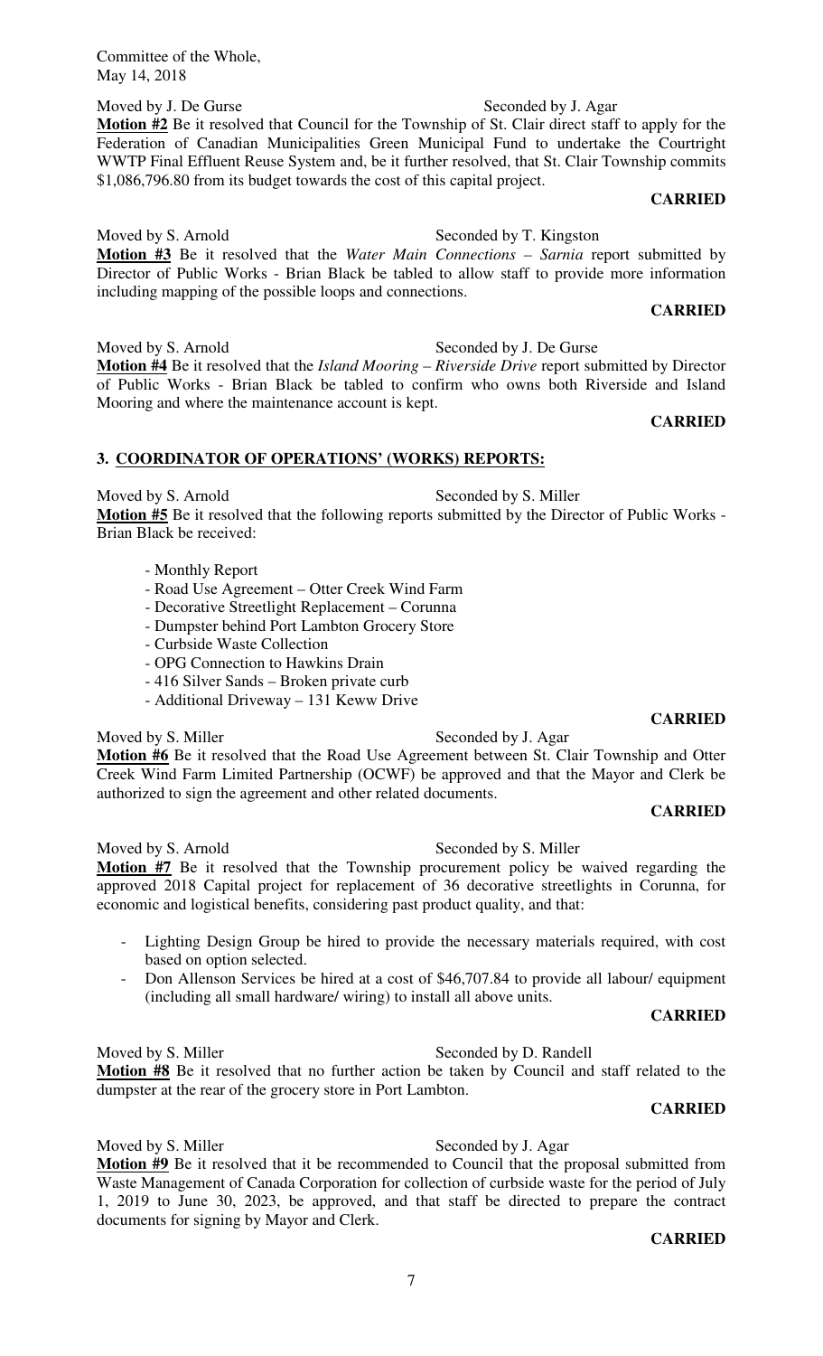Committee of the Whole,
May 14, 2018

Moved by J. De Gurse Seconded by J. Agar

**Motion #2** Be it resolved that Council for the Township of St. Clair direct staff to apply for the Federation of Canadian Municipalities Green Municipal Fund to undertake the Courtright WWTP Final Effluent Reuse System and, be it further resolved, that St. Clair Township commits $1,086,796.80 from its budget towards the cost of this capital project.

**CARRIED**

Moved by S. Arnold Seconded by T. Kingston

**Motion #3** Be it resolved that the *Water Main Connections – Sarnia* report submitted by Director of Public Works - Brian Black be tabled to allow staff to provide more information including mapping of the possible loops and connections.

**CARRIED**

Moved by S. Arnold Seconded by J. De Gurse

**Motion #4** Be it resolved that the *Island Mooring – Riverside Drive* report submitted by Director of Public Works - Brian Black be tabled to confirm who owns both Riverside and Island Mooring and where the maintenance account is kept.

**CARRIED**

## 3. COORDINATOR OF OPERATIONS' (WORKS) REPORTS:

Moved by S. Arnold Seconded by S. Miller

**Motion #5** Be it resolved that the following reports submitted by the Director of Public Works - Brian Black be received:

- Monthly Report
- Road Use Agreement – Otter Creek Wind Farm
- Decorative Streetlight Replacement – Corunna
- Dumpster behind Port Lambton Grocery Store
- Curbside Waste Collection
- OPG Connection to Hawkins Drain
- 416 Silver Sands – Broken private curb
- Additional Driveway – 131 Keww Drive

**CARRIED**

Moved by S. Miller Seconded by J. Agar

**Motion #6** Be it resolved that the Road Use Agreement between St. Clair Township and Otter Creek Wind Farm Limited Partnership (OCWF) be approved and that the Mayor and Clerk be authorized to sign the agreement and other related documents.

**CARRIED**

Moved by S. Arnold Seconded by S. Miller

**Motion #7** Be it resolved that the Township procurement policy be waived regarding the approved 2018 Capital project for replacement of 36 decorative streetlights in Corunna, for economic and logistical benefits, considering past product quality, and that:

- Lighting Design Group be hired to provide the necessary materials required, with cost based on option selected.
- Don Allenson Services be hired at a cost of $46,707.84 to provide all labour/ equipment (including all small hardware/ wiring) to install all above units.

**CARRIED**

Moved by S. Miller Seconded by D. Randell

**Motion #8** Be it resolved that no further action be taken by Council and staff related to the dumpster at the rear of the grocery store in Port Lambton.

**CARRIED**

Moved by S. Miller Seconded by J. Agar

**Motion #9** Be it resolved that it be recommended to Council that the proposal submitted from Waste Management of Canada Corporation for collection of curbside waste for the period of July 1, 2019 to June 30, 2023, be approved, and that staff be directed to prepare the contract documents for signing by Mayor and Clerk.

**CARRIED**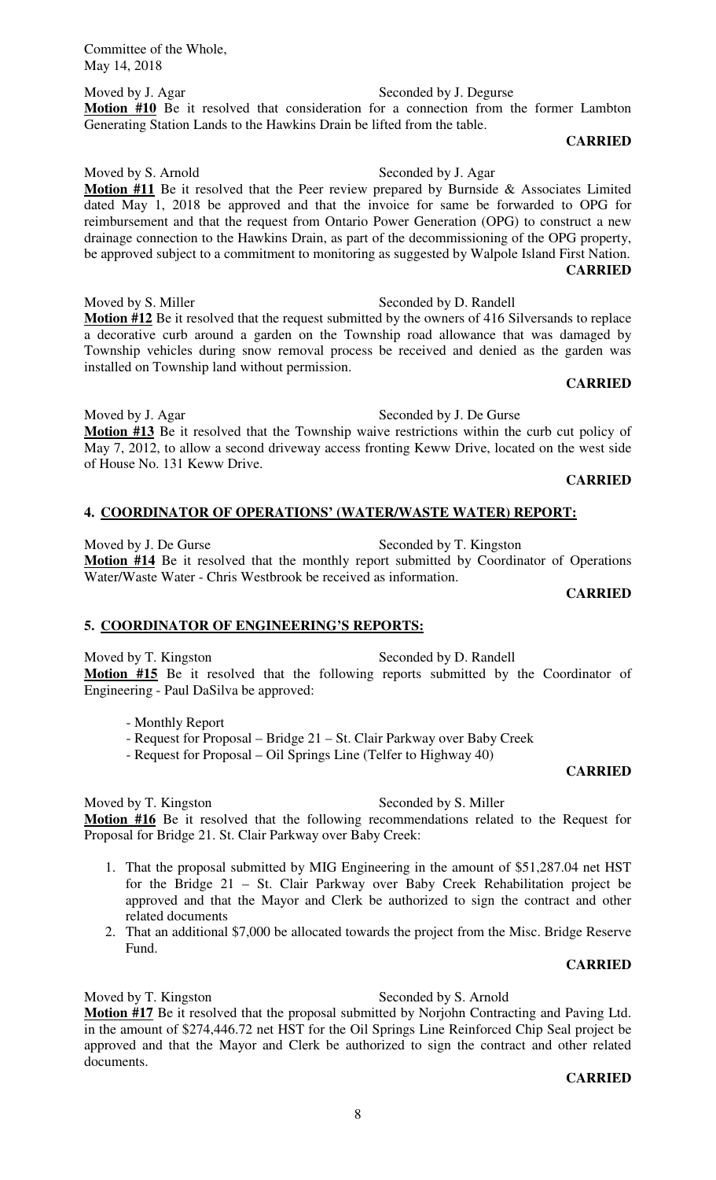Committee of the Whole,
May 14, 2018

Moved by J. Agar Seconded by J. Degurse

**Motion #10** Be it resolved that consideration for a connection from the former Lambton Generating Station Lands to the Hawkins Drain be lifted from the table.

**CARRIED**

Moved by S. Arnold Seconded by J. Agar

**Motion #11** Be it resolved that the Peer review prepared by Burnside & Associates Limited dated May 1, 2018 be approved and that the invoice for same be forwarded to OPG for reimbursement and that the request from Ontario Power Generation (OPG) to construct a new drainage connection to the Hawkins Drain, as part of the decommissioning of the OPG property, be approved subject to a commitment to monitoring as suggested by Walpole Island First Nation.

**CARRIED**

Moved by S. Miller Seconded by D. Randell

**Motion #12** Be it resolved that the request submitted by the owners of 416 Silversands to replace a decorative curb around a garden on the Township road allowance that was damaged by Township vehicles during snow removal process be received and denied as the garden was installed on Township land without permission.

**CARRIED**

Moved by J. Agar Seconded by J. De Gurse

**Motion #13** Be it resolved that the Township waive restrictions within the curb cut policy of May 7, 2012, to allow a second driveway access fronting Keww Drive, located on the west side of House No. 131 Keww Drive.

**CARRIED**

## 4. COORDINATOR OF OPERATIONS' (WATER/WASTE WATER) REPORT:

Moved by J. De Gurse Seconded by T. Kingston

**Motion #14** Be it resolved that the monthly report submitted by Coordinator of Operations Water/Waste Water - Chris Westbrook be received as information.

**CARRIED**

## 5. COORDINATOR OF ENGINEERING'S REPORTS:

Moved by T. Kingston Seconded by D. Randell

**Motion #15** Be it resolved that the following reports submitted by the Coordinator of Engineering - Paul DaSilva be approved:

- Monthly Report
- Request for Proposal – Bridge 21 – St. Clair Parkway over Baby Creek
- Request for Proposal – Oil Springs Line (Telfer to Highway 40)

**CARRIED**

Moved by T. Kingston Seconded by S. Miller

**Motion #16** Be it resolved that the following recommendations related to the Request for Proposal for Bridge 21. St. Clair Parkway over Baby Creek:

1. That the proposal submitted by MIG Engineering in the amount of $51,287.04 net HST for the Bridge 21 – St. Clair Parkway over Baby Creek Rehabilitation project be approved and that the Mayor and Clerk be authorized to sign the contract and other related documents
2. That an additional $7,000 be allocated towards the project from the Misc. Bridge Reserve Fund.

**CARRIED**

Moved by T. Kingston Seconded by S. Arnold

**Motion #17** Be it resolved that the proposal submitted by Norjohn Contracting and Paving Ltd. in the amount of $274,446.72 net HST for the Oil Springs Line Reinforced Chip Seal project be approved and that the Mayor and Clerk be authorized to sign the contract and other related documents.

**CARRIED**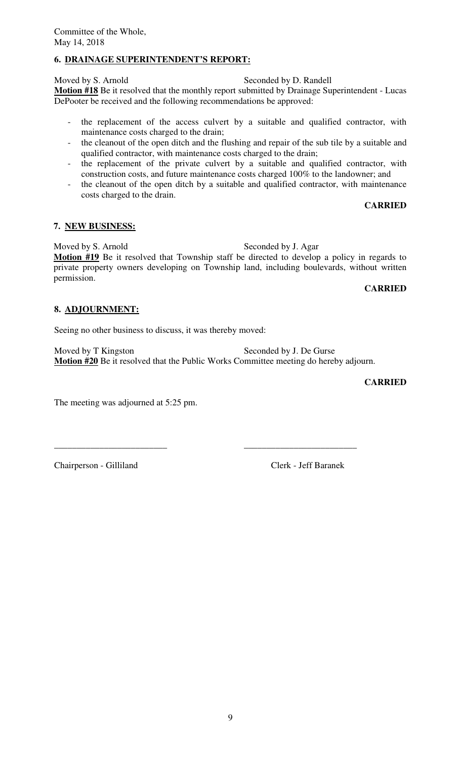Committee of the Whole,
May 14, 2018

## 6. DRAINAGE SUPERINTENDENT'S REPORT:

Moved by S. Arnold Seconded by D. Randell

**Motion #18** Be it resolved that the monthly report submitted by Drainage Superintendent - Lucas DePooter be received and the following recommendations be approved:

- the replacement of the access culvert by a suitable and qualified contractor, with maintenance costs charged to the drain;
- the cleanout of the open ditch and the flushing and repair of the sub tile by a suitable and qualified contractor, with maintenance costs charged to the drain;
- the replacement of the private culvert by a suitable and qualified contractor, with construction costs, and future maintenance costs charged 100% to the landowner; and
- the cleanout of the open ditch by a suitable and qualified contractor, with maintenance costs charged to the drain.

**CARRIED**

## 7. NEW BUSINESS:

Moved by S. Arnold Seconded by J. Agar

**Motion #19** Be it resolved that Township staff be directed to develop a policy in regards to private property owners developing on Township land, including boulevards, without written permission.

**CARRIED**

## 8. ADJOURNMENT:

Seeing no other business to discuss, it was thereby moved:

Moved by T Kingston Seconded by J. De Gurse

**Motion #20** Be it resolved that the Public Works Committee meeting do hereby adjourn.

**CARRIED**

The meeting was adjourned at 5:25 pm.

\_\_\_\_\_\_\_\_\_\_\_\_\_\_\_\_\_\_\_\_\_\_\_\_\_ \_\_\_\_\_\_\_\_\_\_\_\_\_\_\_\_\_\_\_\_\_\_\_\_\_

Chairperson - Gilliland Clerk - Jeff Baranek